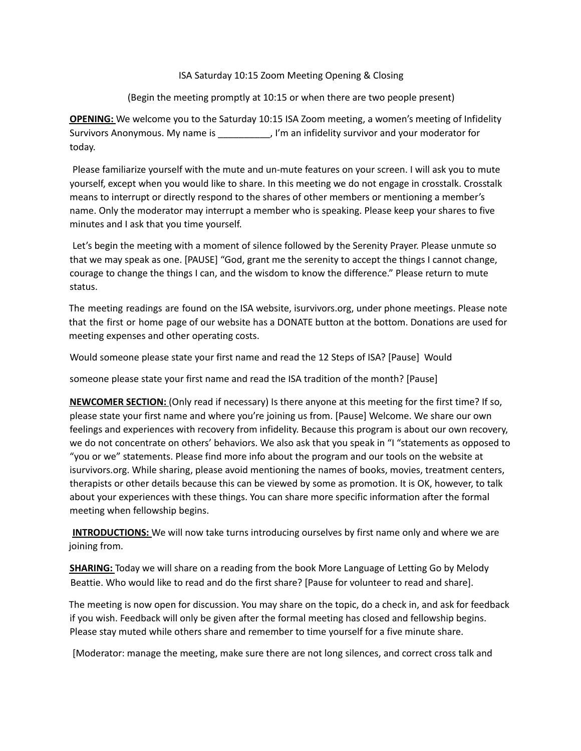ISA Saturday 10:15 Zoom Meeting Opening & Closing

(Begin the meeting promptly at 10:15 or when there are two people present)

**OPENING:** We welcome you to the Saturday 10:15 ISA Zoom meeting, a women's meeting of Infidelity Survivors Anonymous. My name is __________, I'm an infidelity survivor and your moderator for today.

Please familiarize yourself with the mute and un-mute features on your screen. I will ask you to mute yourself, except when you would like to share. In this meeting we do not engage in crosstalk. Crosstalk means to interrupt or directly respond to the shares of other members or mentioning a member's name. Only the moderator may interrupt a member who is speaking. Please keep your shares to five minutes and I ask that you time yourself.

Let's begin the meeting with a moment of silence followed by the Serenity Prayer. Please unmute so that we may speak as one. [PAUSE] "God, grant me the serenity to accept the things I cannot change, courage to change the things I can, and the wisdom to know the difference." Please return to mute status.

The meeting readings are found on the ISA website, isurvivors.org, under phone meetings. Please note that the first or home page of our website has a DONATE button at the bottom. Donations are used for meeting expenses and other operating costs.

Would someone please state your first name and read the 12 Steps of ISA? [Pause] Would someone please state your first name and read the ISA tradition of the month? [Pause]

**NEWCOMER SECTION:** (Only read if necessary) Is there anyone at this meeting for the first time? If so, please state your first name and where you're joining us from. [Pause] Welcome. We share our own feelings and experiences with recovery from infidelity. Because this program is about our own recovery, we do not concentrate on others' behaviors. We also ask that you speak in "I "statements as opposed to "you or we" statements. Please find more info about the program and our tools on the website at isurvivors.org. While sharing, please avoid mentioning the names of books, movies, treatment centers, therapists or other details because this can be viewed by some as promotion. It is OK, however, to talk about your experiences with these things. You can share more specific information after the formal meeting when fellowship begins.

**INTRODUCTIONS:** We will now take turns introducing ourselves by first name only and where we are joining from.

**SHARING:** Today we will share on a reading from the book More Language of Letting Go by Melody Beattie. Who would like to read and do the first share? [Pause for volunteer to read and share].

The meeting is now open for discussion. You may share on the topic, do a check in, and ask for feedback if you wish. Feedback will only be given after the formal meeting has closed and fellowship begins. Please stay muted while others share and remember to time yourself for a five minute share.

[Moderator: manage the meeting, make sure there are not long silences, and correct cross talk and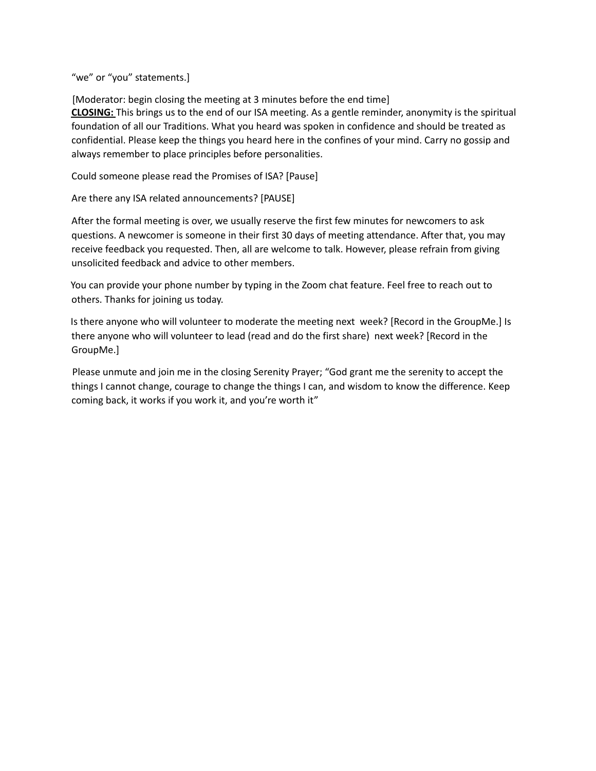“we” or “you” statements.]

[Moderator: begin closing the meeting at 3 minutes before the end time]

**CLOSING:** This brings us to the end of our ISA meeting. As a gentle reminder, anonymity is the spiritual foundation of all our Traditions. What you heard was spoken in confidence and should be treated as confidential. Please keep the things you heard here in the confines of your mind. Carry no gossip and always remember to place principles before personalities.

Could someone please read the Promises of ISA? [Pause]

Are there any ISA related announcements? [PAUSE]

After the formal meeting is over, we usually reserve the first few minutes for newcomers to ask questions. A newcomer is someone in their first 30 days of meeting attendance. After that, you may receive feedback you requested. Then, all are welcome to talk. However, please refrain from giving unsolicited feedback and advice to other members.

You can provide your phone number by typing in the Zoom chat feature. Feel free to reach out to others. Thanks for joining us today.

Is there anyone who will volunteer to moderate the meeting next week? [Record in the GroupMe.] Is there anyone who will volunteer to lead (read and do the first share) next week? [Record in the GroupMe.]

Please unmute and join me in the closing Serenity Prayer; “God grant me the serenity to accept the things I cannot change, courage to change the things I can, and wisdom to know the difference. Keep coming back, it works if you work it, and you’re worth it”